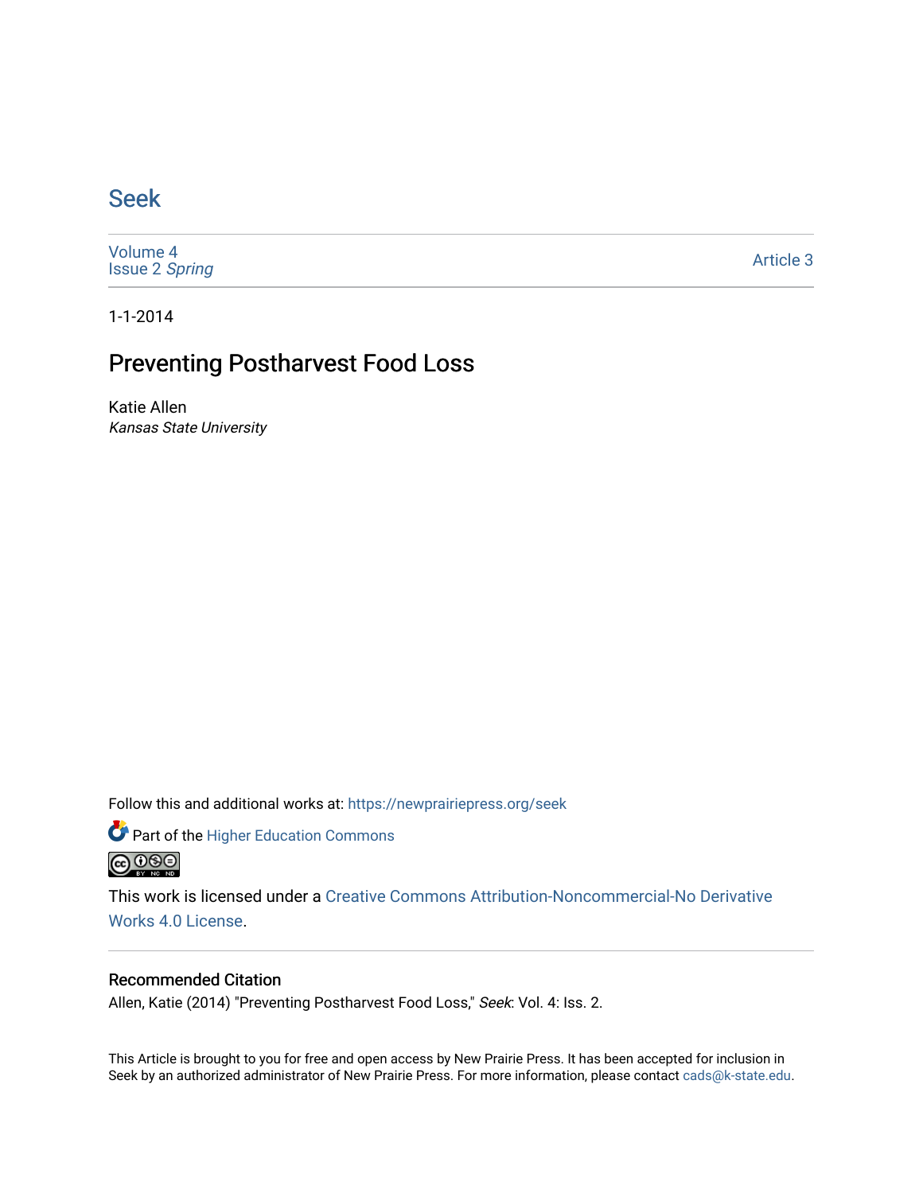# Seek

Volume 4
Issue 2 *Spring*

Article 3

1-1-2014

## Preventing Postharvest Food Loss

Katie Allen
*Kansas State University*

Follow this and additional works at: https://newprairiepress.org/seek

Part of the Higher Education Commons

This work is licensed under a Creative Commons Attribution-Noncommercial-No Derivative Works 4.0 License.

### Recommended Citation

Allen, Katie (2014) "Preventing Postharvest Food Loss," *Seek*: Vol. 4: Iss. 2.

This Article is brought to you for free and open access by New Prairie Press. It has been accepted for inclusion in Seek by an authorized administrator of New Prairie Press. For more information, please contact cads@k-state.edu.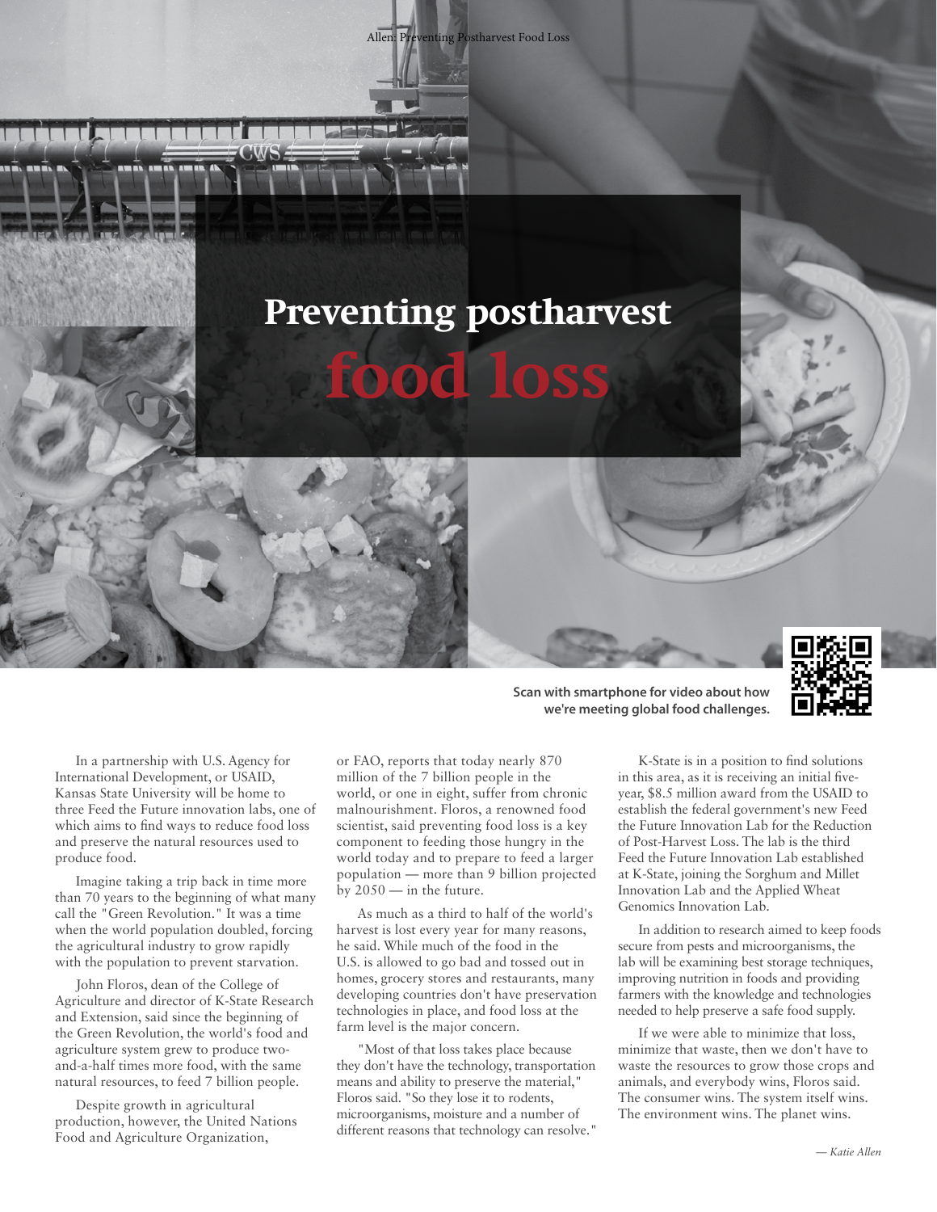# Preventing postharvest food loss

Scan with smartphone for video about how we're meeting global food challenges.

In a partnership with U.S. Agency for International Development, or USAID, Kansas State University will be home to three Feed the Future innovation labs, one of which aims to find ways to reduce food loss and preserve the natural resources used to produce food.

Imagine taking a trip back in time more than 70 years to the beginning of what many call the "Green Revolution." It was a time when the world population doubled, forcing the agricultural industry to grow rapidly with the population to prevent starvation.

John Floros, dean of the College of Agriculture and director of K-State Research and Extension, said since the beginning of the Green Revolution, the world's food and agriculture system grew to produce two-and-a-half times more food, with the same natural resources, to feed 7 billion people.

Despite growth in agricultural production, however, the United Nations Food and Agriculture Organization, or FAO, reports that today nearly 870 million of the 7 billion people in the world, or one in eight, suffer from chronic malnourishment. Floros, a renowned food scientist, said preventing food loss is a key component to feeding those hungry in the world today and to prepare to feed a larger population — more than 9 billion projected by 2050 — in the future.

As much as a third to half of the world's harvest is lost every year for many reasons, he said. While much of the food in the U.S. is allowed to go bad and tossed out in homes, grocery stores and restaurants, many developing countries don't have preservation technologies in place, and food loss at the farm level is the major concern.

"Most of that loss takes place because they don't have the technology, transportation means and ability to preserve the material," Floros said. "So they lose it to rodents, microorganisms, moisture and a number of different reasons that technology can resolve."

K-State is in a position to find solutions in this area, as it is receiving an initial five-year, $8.5 million award from the USAID to establish the federal government's new Feed the Future Innovation Lab for the Reduction of Post-Harvest Loss. The lab is the third Feed the Future Innovation Lab established at K-State, joining the Sorghum and Millet Innovation Lab and the Applied Wheat Genomics Innovation Lab.

In addition to research aimed to keep foods secure from pests and microorganisms, the lab will be examining best storage techniques, improving nutrition in foods and providing farmers with the knowledge and technologies needed to help preserve a safe food supply.

If we were able to minimize that loss, minimize that waste, then we don't have to waste the resources to grow those crops and animals, and everybody wins, Floros said. The consumer wins. The system itself wins. The environment wins. The planet wins.

*— Katie Allen*